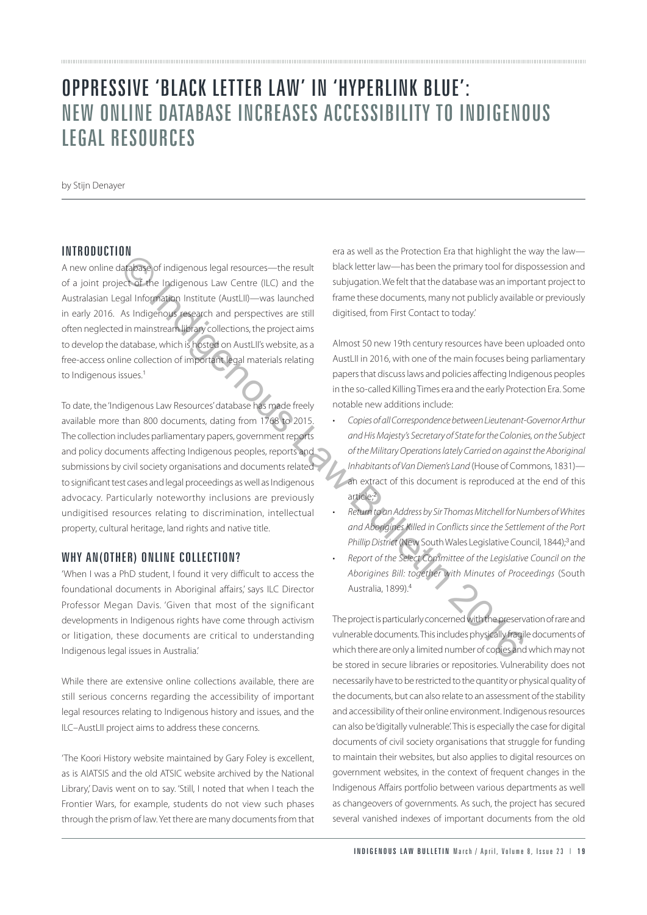# OPPRESSIVE 'BLACK LETTER LAW' IN 'HYPERLINK BLUE': NEW ONLINE DATABASE INCREASES ACCESSIBILITY TO INDIGENOUS LEGAL RESOURCES

by Stijn Denayer

## INTRODUCTION

A new online database of indigenous legal resources—the result of a joint project of the Indigenous Law Centre (ILC) and the Australasian Legal Information Institute (AustLII)—was launched in early 2016. As Indigenous research and perspectives are still often neglected in mainstream library collections, the project aims to develop the database, which is hosted on AustLII's website, as a free-access online collection of important legal materials relating to Indigenous issues.[1]

To date, the 'Indigenous Law Resources' database has made freely available more than 800 documents, dating from 1768 to 2015. The collection includes parliamentary papers, government reports and policy documents affecting Indigenous peoples, reports and submissions by civil society organisations and documents related to significant test cases and legal proceedings as well as Indigenous advocacy. Particularly noteworthy inclusions are previously undigitised resources relating to discrimination, intellectual property, cultural heritage, land rights and native title.

## WHY AN(OTHER) ONLINE COLLECTION?

'When I was a PhD student, I found it very difficult to access the foundational documents in Aboriginal affairs,' says ILC Director Professor Megan Davis. 'Given that most of the significant developments in Indigenous rights have come through activism or litigation, these documents are critical to understanding Indigenous legal issues in Australia.'

While there are extensive online collections available, there are still serious concerns regarding the accessibility of important legal resources relating to Indigenous history and issues, and the ILC–AustLII project aims to address these concerns.

'The Koori History website maintained by Gary Foley is excellent, as is AIATSIS and the old ATSIC website archived by the National Library,' Davis went on to say. 'Still, I noted that when I teach the Frontier Wars, for example, students do not view such phases through the prism of law. Yet there are many documents from that era as well as the Protection Era that highlight the way the law—black letter law—has been the primary tool for dispossession and subjugation. We felt that the database was an important project to frame these documents, many not publicly available or previously digitised, from First Contact to today.'

Almost 50 new 19th century resources have been uploaded onto AustLII in 2016, with one of the main focuses being parliamentary papers that discuss laws and policies affecting Indigenous peoples in the so-called Killing Times era and the early Protection Era. Some notable new additions include:

- *Copies of all Correspondence between Lieutenant-Governor Arthur and His Majesty's Secretary of State for the Colonies, on the Subject of the Military Operations lately Carried on against the Aboriginal Inhabitants of Van Diemen's Land* (House of Commons, 1831)—an extract of this document is reproduced at the end of this article;[2]
- *Return to an Address by Sir Thomas Mitchell for Numbers of Whites and Aborigines Killed in Conflicts since the Settlement of the Port Phillip District* (New South Wales Legislative Council, 1844);[3] and
- *Report of the Select Committee of the Legislative Council on the Aborigines Bill: together with Minutes of Proceedings* (South Australia, 1899).[4]

The project is particularly concerned with the preservation of rare and vulnerable documents. This includes physically fragile documents of which there are only a limited number of copies and which may not be stored in secure libraries or repositories. Vulnerability does not necessarily have to be restricted to the quantity or physical quality of the documents, but can also relate to an assessment of the stability and accessibility of their online environment. Indigenous resources can also be 'digitally vulnerable'. This is especially the case for digital documents of civil society organisations that struggle for funding to maintain their websites, but also applies to digital resources on government websites, in the context of frequent changes in the Indigenous Affairs portfolio between various departments as well as changeovers of governments. As such, the project has secured several vanished indexes of important documents from the old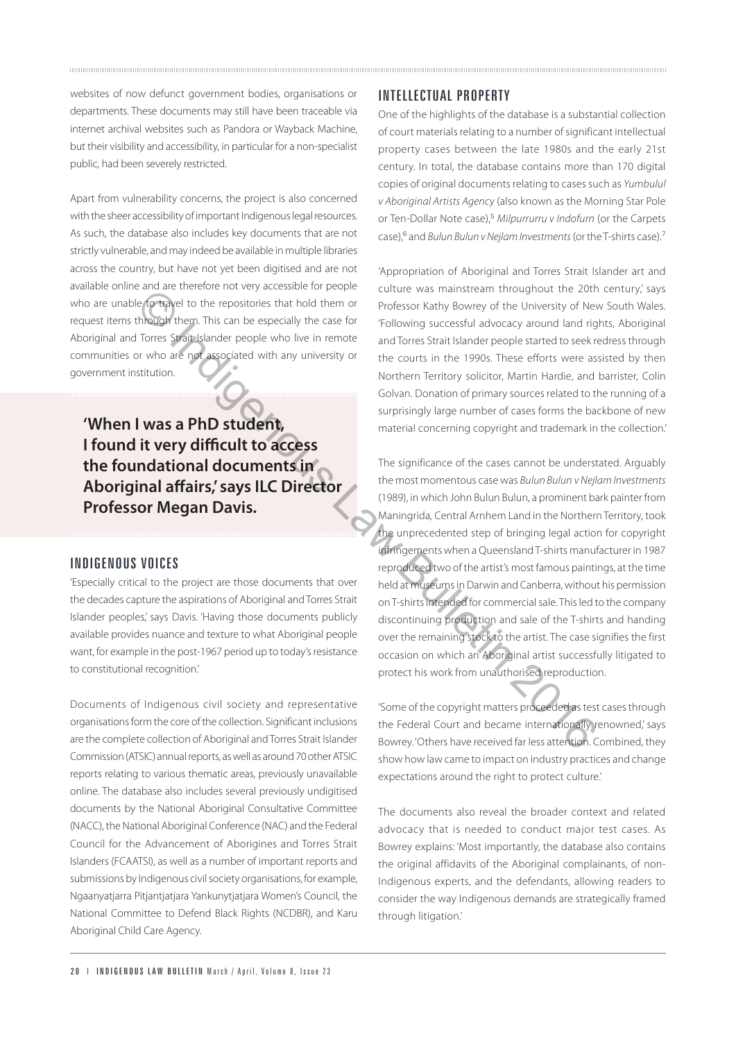websites of now defunct government bodies, organisations or departments. These documents may still have been traceable via internet archival websites such as Pandora or Wayback Machine, but their visibility and accessibility, in particular for a non-specialist public, had been severely restricted.

Apart from vulnerability concerns, the project is also concerned with the sheer accessibility of important Indigenous legal resources. As such, the database also includes key documents that are not strictly vulnerable, and may indeed be available in multiple libraries across the country, but have not yet been digitised and are not available online and are therefore not very accessible for people who are unable to travel to the repositories that hold them or request items through them. This can be especially the case for Aboriginal and Torres Strait Islander people who live in remote communities or who are not associated with any university or government institution.

> **'When I was a PhD student, I found it very difficult to access the foundational documents in Aboriginal affairs,' says ILC Director Professor Megan Davis.**

## INDIGENOUS VOICES

'Especially critical to the project are those documents that over the decades capture the aspirations of Aboriginal and Torres Strait Islander peoples,' says Davis. 'Having those documents publicly available provides nuance and texture to what Aboriginal people want, for example in the post-1967 period up to today's resistance to constitutional recognition.'

Documents of Indigenous civil society and representative organisations form the core of the collection. Significant inclusions are the complete collection of Aboriginal and Torres Strait Islander Commission (ATSIC) annual reports, as well as around 70 other ATSIC reports relating to various thematic areas, previously unavailable online. The database also includes several previously undigitised documents by the National Aboriginal Consultative Committee (NACC), the National Aboriginal Conference (NAC) and the Federal Council for the Advancement of Aborigines and Torres Strait Islanders (FCAATSI), as well as a number of important reports and submissions by Indigenous civil society organisations, for example, Ngaanyatjarra Pitjantjatjara Yankunytjatjara Women's Council, the National Committee to Defend Black Rights (NCDBR), and Karu Aboriginal Child Care Agency.

## INTELLECTUAL PROPERTY

One of the highlights of the database is a substantial collection of court materials relating to a number of significant intellectual property cases between the late 1980s and the early 21st century. In total, the database contains more than 170 digital copies of original documents relating to cases such as *Yumbulul v Aboriginal Artists Agency* (also known as the Morning Star Pole or Ten-Dollar Note case),[5] *Milpurrurru v Indofurn* (or the Carpets case),[6] and *Bulun Bulun v Nejlam Investments* (or the T-shirts case).[7]

'Appropriation of Aboriginal and Torres Strait Islander art and culture was mainstream throughout the 20th century,' says Professor Kathy Bowrey of the University of New South Wales. 'Following successful advocacy around land rights, Aboriginal and Torres Strait Islander people started to seek redress through the courts in the 1990s. These efforts were assisted by then Northern Territory solicitor, Martin Hardie, and barrister, Colin Golvan. Donation of primary sources related to the running of a surprisingly large number of cases forms the backbone of new material concerning copyright and trademark in the collection.'

The significance of the cases cannot be understated. Arguably the most momentous case was *Bulun Bulun v Nejlam Investments* (1989), in which John Bulun Bulun, a prominent bark painter from Maningrida, Central Arnhem Land in the Northern Territory, took the unprecedented step of bringing legal action for copyright infringements when a Queensland T-shirts manufacturer in 1987 reproduced two of the artist's most famous paintings, at the time held at museums in Darwin and Canberra, without his permission on T-shirts intended for commercial sale. This led to the company discontinuing production and sale of the T-shirts and handing over the remaining stock to the artist. The case signifies the first occasion on which an Aboriginal artist successfully litigated to protect his work from unauthorised reproduction.

'Some of the copyright matters proceeded as test cases through the Federal Court and became internationally renowned,' says Bowrey. 'Others have received far less attention. Combined, they show how law came to impact on industry practices and change expectations around the right to protect culture.'

The documents also reveal the broader context and related advocacy that is needed to conduct major test cases. As Bowrey explains: 'Most importantly, the database also contains the original affidavits of the Aboriginal complainants, of non-Indigenous experts, and the defendants, allowing readers to consider the way Indigenous demands are strategically framed through litigation.'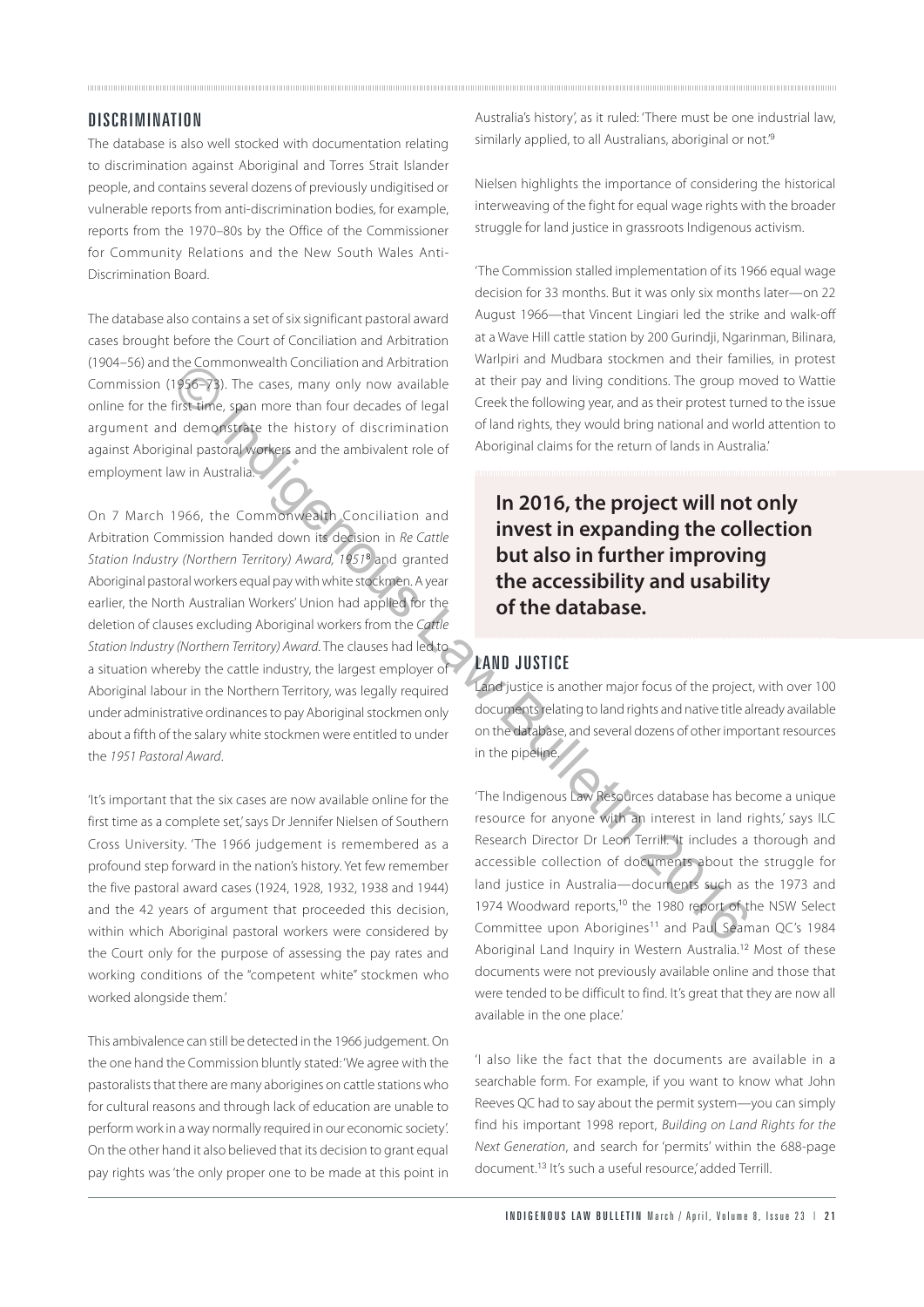## DISCRIMINATION

The database is also well stocked with documentation relating to discrimination against Aboriginal and Torres Strait Islander people, and contains several dozens of previously undigitised or vulnerable reports from anti-discrimination bodies, for example, reports from the 1970–80s by the Office of the Commissioner for Community Relations and the New South Wales Anti-Discrimination Board.

The database also contains a set of six significant pastoral award cases brought before the Court of Conciliation and Arbitration (1904–56) and the Commonwealth Conciliation and Arbitration Commission (1956–73). The cases, many only now available online for the first time, span more than four decades of legal argument and demonstrate the history of discrimination against Aboriginal pastoral workers and the ambivalent role of employment law in Australia.

On 7 March 1966, the Commonwealth Conciliation and Arbitration Commission handed down its decision in *Re Cattle Station Industry (Northern Territory) Award, 1951*[8] and granted Aboriginal pastoral workers equal pay with white stockmen. A year earlier, the North Australian Workers' Union had applied for the deletion of clauses excluding Aboriginal workers from the *Cattle Station Industry (Northern Territory) Award*. The clauses had led to a situation whereby the cattle industry, the largest employer of Aboriginal labour in the Northern Territory, was legally required under administrative ordinances to pay Aboriginal stockmen only about a fifth of the salary white stockmen were entitled to under the *1951 Pastoral Award*.

'It's important that the six cases are now available online for the first time as a complete set,' says Dr Jennifer Nielsen of Southern Cross University. 'The 1966 judgement is remembered as a profound step forward in the nation's history. Yet few remember the five pastoral award cases (1924, 1928, 1932, 1938 and 1944) and the 42 years of argument that proceeded this decision, within which Aboriginal pastoral workers were considered by the Court only for the purpose of assessing the pay rates and working conditions of the "competent white" stockmen who worked alongside them.'

This ambivalence can still be detected in the 1966 judgement. On the one hand the Commission bluntly stated: 'We agree with the pastoralists that there are many aborigines on cattle stations who for cultural reasons and through lack of education are unable to perform work in a way normally required in our economic society'. On the other hand it also believed that its decision to grant equal pay rights was 'the only proper one to be made at this point in Australia's history', as it ruled: 'There must be one industrial law, similarly applied, to all Australians, aboriginal or not.'[9]

Nielsen highlights the importance of considering the historical interweaving of the fight for equal wage rights with the broader struggle for land justice in grassroots Indigenous activism.

'The Commission stalled implementation of its 1966 equal wage decision for 33 months. But it was only six months later—on 22 August 1966—that Vincent Lingiari led the strike and walk-off at a Wave Hill cattle station by 200 Gurindji, Ngarinman, Bilinara, Warlpiri and Mudbara stockmen and their families, in protest at their pay and living conditions. The group moved to Wattie Creek the following year, and as their protest turned to the issue of land rights, they would bring national and world attention to Aboriginal claims for the return of lands in Australia.'

**In 2016, the project will not only invest in expanding the collection but also in further improving the accessibility and usability of the database.**

## LAND JUSTICE

Land justice is another major focus of the project, with over 100 documents relating to land rights and native title already available on the database, and several dozens of other important resources in the pipeline.

'The Indigenous Law Resources database has become a unique resource for anyone with an interest in land rights,' says ILC Research Director Dr Leon Terrill. 'It includes a thorough and accessible collection of documents about the struggle for land justice in Australia—documents such as the 1973 and 1974 Woodward reports,[10] the 1980 report of the NSW Select Committee upon Aborigines[11] and Paul Seaman QC's 1984 Aboriginal Land Inquiry in Western Australia.[12] Most of these documents were not previously available online and those that were tended to be difficult to find. It's great that they are now all available in the one place.'

'I also like the fact that the documents are available in a searchable form. For example, if you want to know what John Reeves QC had to say about the permit system—you can simply find his important 1998 report, *Building on Land Rights for the Next Generation*, and search for 'permits' within the 688-page document.[13] It's such a useful resource,' added Terrill.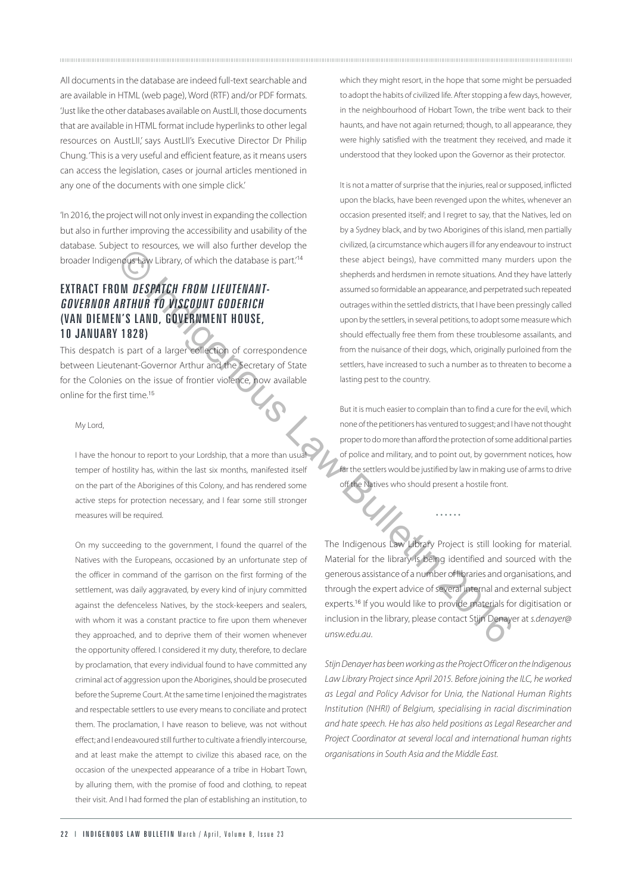All documents in the database are indeed full-text searchable and are available in HTML (web page), Word (RTF) and/or PDF formats. 'Just like the other databases available on AustLII, those documents that are available in HTML format include hyperlinks to other legal resources on AustLII,' says AustLII's Executive Director Dr Philip Chung. 'This is a very useful and efficient feature, as it means users can access the legislation, cases or journal articles mentioned in any one of the documents with one simple click.'

'In 2016, the project will not only invest in expanding the collection but also in further improving the accessibility and usability of the database. Subject to resources, we will also further develop the broader Indigenous Law Library, of which the database is part.'[14]

## EXTRACT FROM *DESPATCH FROM LIEUTENANT-GOVERNOR ARTHUR TO VISCOUNT GODERICH* (VAN DIEMEN'S LAND, GOVERNMENT HOUSE, 10 JANUARY 1828)

This despatch is part of a larger collection of correspondence between Lieutenant-Governor Arthur and the Secretary of State for the Colonies on the issue of frontier violence, now available online for the first time.[15]

> My Lord,
>
> I have the honour to report to your Lordship, that a more than usual temper of hostility has, within the last six months, manifested itself on the part of the Aborigines of this Colony, and has rendered some active steps for protection necessary, and I fear some still stronger measures will be required.
>
> On my succeeding to the government, I found the quarrel of the Natives with the Europeans, occasioned by an unfortunate step of the officer in command of the garrison on the first forming of the settlement, was daily aggravated, by every kind of injury committed against the defenceless Natives, by the stock-keepers and sealers, with whom it was a constant practice to fire upon them whenever they approached, and to deprive them of their women whenever the opportunity offered. I considered it my duty, therefore, to declare by proclamation, that every individual found to have committed any criminal act of aggression upon the Aborigines, should be prosecuted before the Supreme Court. At the same time I enjoined the magistrates and respectable settlers to use every means to conciliate and protect them. The proclamation, I have reason to believe, was not without effect; and I endeavoured still further to cultivate a friendly intercourse, and at least make the attempt to civilize this abased race, on the occasion of the unexpected appearance of a tribe in Hobart Town, by alluring them, with the promise of food and clothing, to repeat their visit. And I had formed the plan of establishing an institution, to which they might resort, in the hope that some might be persuaded to adopt the habits of civilized life. After stopping a few days, however, in the neighbourhood of Hobart Town, the tribe went back to their haunts, and have not again returned; though, to all appearance, they were highly satisfied with the treatment they received, and made it understood that they looked upon the Governor as their protector.
>
> It is not a matter of surprise that the injuries, real or supposed, inflicted upon the blacks, have been revenged upon the whites, whenever an occasion presented itself; and I regret to say, that the Natives, led on by a Sydney black, and by two Aborigines of this island, men partially civilized, (a circumstance which augers ill for any endeavour to instruct these abject beings), have committed many murders upon the shepherds and herdsmen in remote situations. And they have latterly assumed so formidable an appearance, and perpetrated such repeated outrages within the settled districts, that I have been pressingly called upon by the settlers, in several petitions, to adopt some measure which should effectually free them from these troublesome assailants, and from the nuisance of their dogs, which, originally purloined from the settlers, have increased to such a number as to threaten to become a lasting pest to the country.
>
> But it is much easier to complain than to find a cure for the evil, which none of the petitioners has ventured to suggest; and I have not thought proper to do more than afford the protection of some additional parties of police and military, and to point out, by government notices, how far the settlers would be justified by law in making use of arms to drive off the Natives who should present a hostile front.
>
> ……

The Indigenous Law Library Project is still looking for material. Material for the library is being identified and sourced with the generous assistance of a number of libraries and organisations, and through the expert advice of several internal and external subject experts.[16] If you would like to provide materials for digitisation or inclusion in the library, please contact Stijn Denayer at *s.denayer@unsw.edu.au*.

*Stijn Denayer has been working as the Project Officer on the Indigenous Law Library Project since April 2015. Before joining the ILC, he worked as Legal and Policy Advisor for Unia, the National Human Rights Institution (NHRI) of Belgium, specialising in racial discrimination and hate speech. He has also held positions as Legal Researcher and Project Coordinator at several local and international human rights organisations in South Asia and the Middle East.*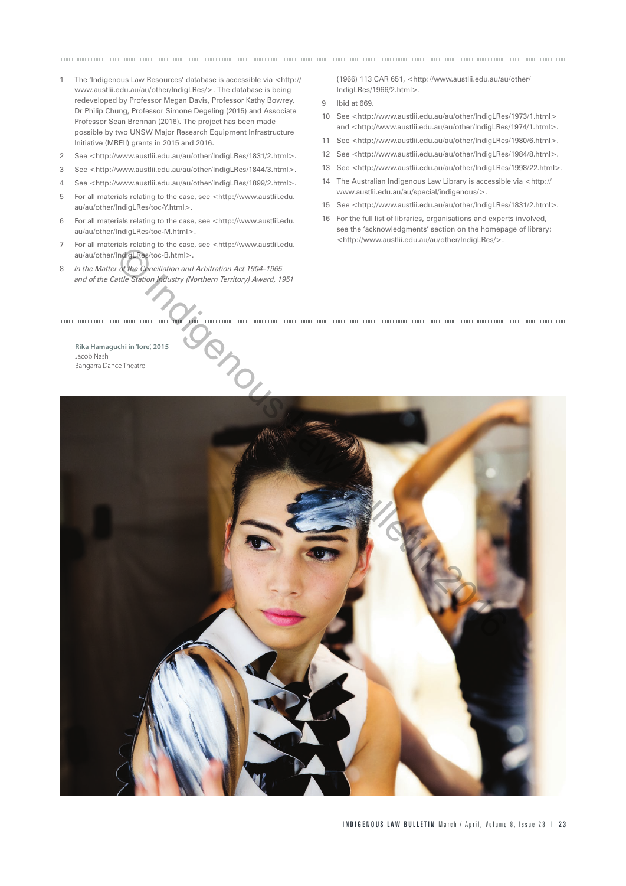1 The 'Indigenous Law Resources' database is accessible via <http://www.austlii.edu.au/au/other/IndigLRes/>. The database is being redeveloped by Professor Megan Davis, Professor Kathy Bowrey, Dr Philip Chung, Professor Simone Degeling (2015) and Associate Professor Sean Brennan (2016). The project has been made possible by two UNSW Major Research Equipment Infrastructure Initiative (MREII) grants in 2015 and 2016.

2 See <http://www.austlii.edu.au/au/other/IndigLRes/1831/2.html>.

3 See <http://www.austlii.edu.au/au/other/IndigLRes/1844/3.html>.

4 See <http://www.austlii.edu.au/au/other/IndigLRes/1899/2.html>.

5 For all materials relating to the case, see <http://www.austlii.edu.au/au/other/IndigLRes/toc-Y.html>.

6 For all materials relating to the case, see <http://www.austlii.edu.au/au/other/IndigLRes/toc-M.html>.

7 For all materials relating to the case, see <http://www.austlii.edu.au/au/other/IndigLRes/toc-B.html>.

8 *In the Matter of the Conciliation and Arbitration Act 1904–1965 and of the Cattle Station Industry (Northern Territory) Award, 1951* (1966) 113 CAR 651, <http://www.austlii.edu.au/au/other/IndigLRes/1966/2.html>.

9 Ibid at 669.

10 See <http://www.austlii.edu.au/au/other/IndigLRes/1973/1.html> and <http://www.austlii.edu.au/au/other/IndigLRes/1974/1.html>.

11 See <http://www.austlii.edu.au/au/other/IndigLRes/1980/6.html>.

12 See <http://www.austlii.edu.au/au/other/IndigLRes/1984/8.html>.

13 See <http://www.austlii.edu.au/au/other/IndigLRes/1998/22.html>.

14 The Australian Indigenous Law Library is accessible via <http://www.austlii.edu.au/au/special/indigenous/>.

15 See <http://www.austlii.edu.au/au/other/IndigLRes/1831/2.html>.

16 For the full list of libraries, organisations and experts involved, see the 'acknowledgments' section on the homepage of library: <http://www.austlii.edu.au/au/other/IndigLRes/>.

**Rika Hamaguchi in 'lore', 2015**
Jacob Nash
Bangarra Dance Theatre